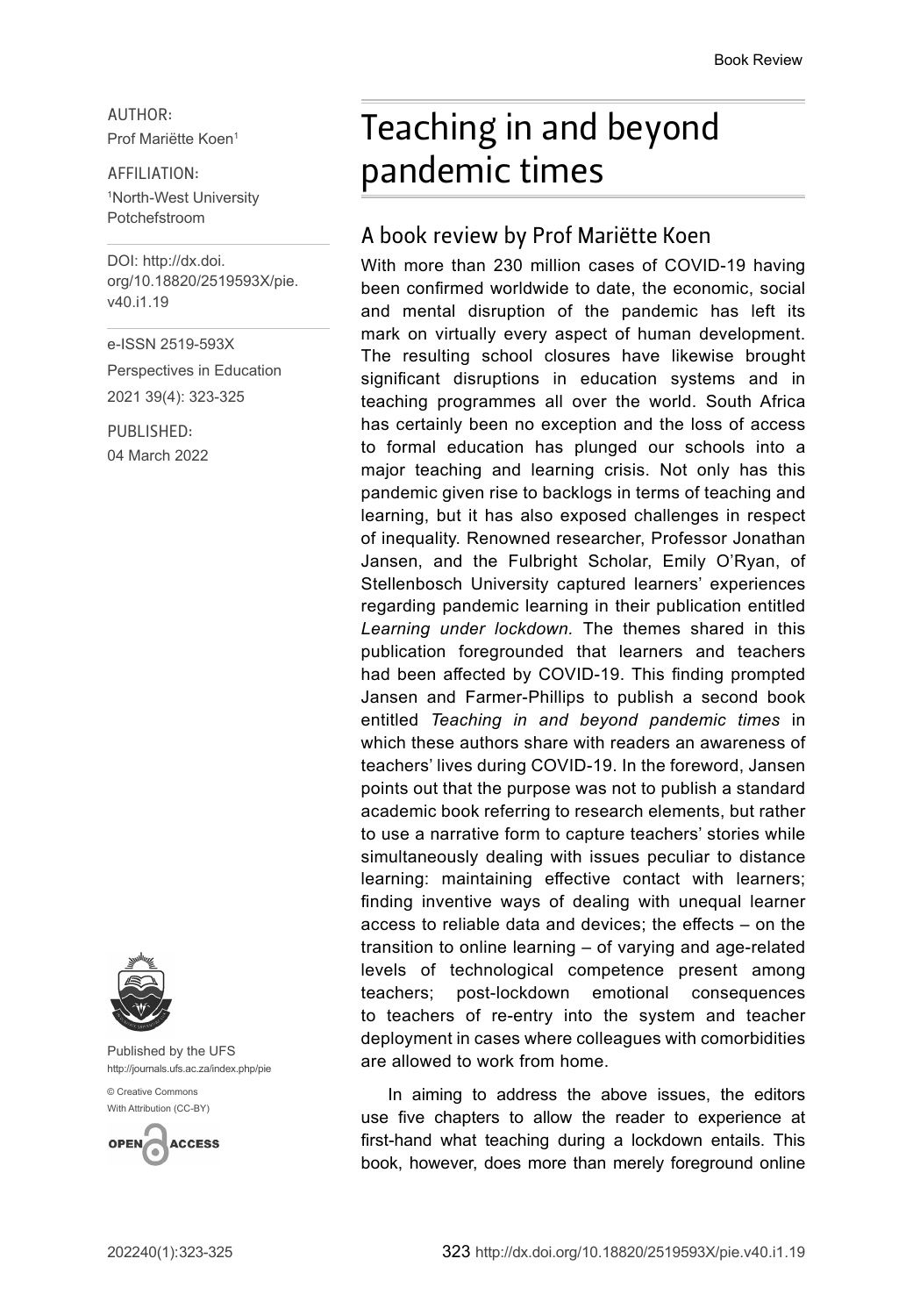AUTHOR:
Prof Mariëtte Koen[1]

AFFILIATION:
[1]North-West University Potchefstroom

DOI: http://dx.doi.org/10.18820/2519593X/pie.v40.i1.19

e-ISSN 2519-593X

Perspectives in Education

2021 39(4): 323-325

PUBLISHED:
04 March 2022

Published by the UFS
http://journals.ufs.ac.za/index.php/pie

© Creative Commons
With Attribution (CC-BY)

# Teaching in and beyond pandemic times

## A book review by Prof Mariëtte Koen

With more than 230 million cases of COVID-19 having been confirmed worldwide to date, the economic, social and mental disruption of the pandemic has left its mark on virtually every aspect of human development. The resulting school closures have likewise brought significant disruptions in education systems and in teaching programmes all over the world. South Africa has certainly been no exception and the loss of access to formal education has plunged our schools into a major teaching and learning crisis. Not only has this pandemic given rise to backlogs in terms of teaching and learning, but it has also exposed challenges in respect of inequality. Renowned researcher, Professor Jonathan Jansen, and the Fulbright Scholar, Emily O'Ryan, of Stellenbosch University captured learners' experiences regarding pandemic learning in their publication entitled *Learning under lockdown*. The themes shared in this publication foregrounded that learners and teachers had been affected by COVID-19. This finding prompted Jansen and Farmer-Phillips to publish a second book entitled *Teaching in and beyond pandemic times* in which these authors share with readers an awareness of teachers' lives during COVID-19. In the foreword, Jansen points out that the purpose was not to publish a standard academic book referring to research elements, but rather to use a narrative form to capture teachers' stories while simultaneously dealing with issues peculiar to distance learning: maintaining effective contact with learners; finding inventive ways of dealing with unequal learner access to reliable data and devices; the effects – on the transition to online learning – of varying and age-related levels of technological competence present among teachers; post-lockdown emotional consequences to teachers of re-entry into the system and teacher deployment in cases where colleagues with comorbidities are allowed to work from home.

In aiming to address the above issues, the editors use five chapters to allow the reader to experience at first-hand what teaching during a lockdown entails. This book, however, does more than merely foreground online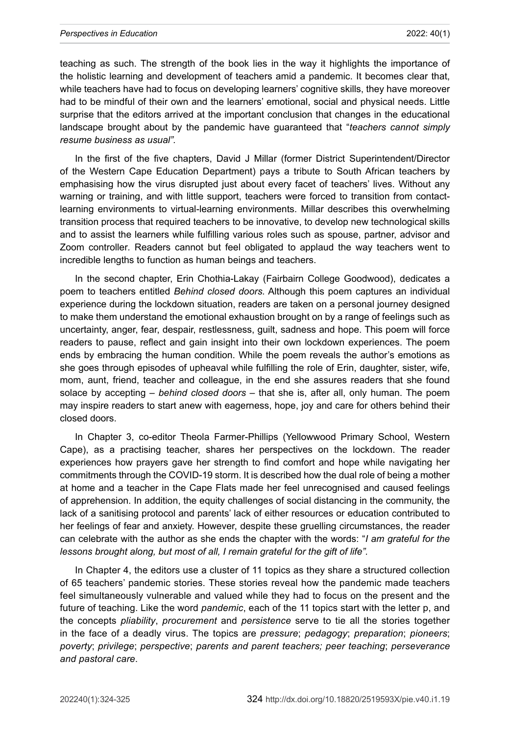teaching as such. The strength of the book lies in the way it highlights the importance of the holistic learning and development of teachers amid a pandemic. It becomes clear that, while teachers have had to focus on developing learners' cognitive skills, they have moreover had to be mindful of their own and the learners' emotional, social and physical needs. Little surprise that the editors arrived at the important conclusion that changes in the educational landscape brought about by the pandemic have guaranteed that "*teachers cannot simply resume business as usual"*.

In the first of the five chapters, David J Millar (former District Superintendent/Director of the Western Cape Education Department) pays a tribute to South African teachers by emphasising how the virus disrupted just about every facet of teachers' lives. Without any warning or training, and with little support, teachers were forced to transition from contact-learning environments to virtual-learning environments. Millar describes this overwhelming transition process that required teachers to be innovative, to develop new technological skills and to assist the learners while fulfilling various roles such as spouse, partner, advisor and Zoom controller. Readers cannot but feel obligated to applaud the way teachers went to incredible lengths to function as human beings and teachers.

In the second chapter, Erin Chothia-Lakay (Fairbairn College Goodwood), dedicates a poem to teachers entitled *Behind closed doors.* Although this poem captures an individual experience during the lockdown situation, readers are taken on a personal journey designed to make them understand the emotional exhaustion brought on by a range of feelings such as uncertainty, anger, fear, despair, restlessness, guilt, sadness and hope. This poem will force readers to pause, reflect and gain insight into their own lockdown experiences. The poem ends by embracing the human condition. While the poem reveals the author's emotions as she goes through episodes of upheaval while fulfilling the role of Erin, daughter, sister, wife, mom, aunt, friend, teacher and colleague, in the end she assures readers that she found solace by accepting – *behind closed doors* – that she is, after all, only human. The poem may inspire readers to start anew with eagerness, hope, joy and care for others behind their closed doors.

In Chapter 3, co-editor Theola Farmer-Phillips (Yellowwood Primary School, Western Cape), as a practising teacher, shares her perspectives on the lockdown. The reader experiences how prayers gave her strength to find comfort and hope while navigating her commitments through the COVID-19 storm. It is described how the dual role of being a mother at home and a teacher in the Cape Flats made her feel unrecognised and caused feelings of apprehension. In addition, the equity challenges of social distancing in the community, the lack of a sanitising protocol and parents' lack of either resources or education contributed to her feelings of fear and anxiety. However, despite these gruelling circumstances, the reader can celebrate with the author as she ends the chapter with the words: "*I am grateful for the lessons brought along, but most of all, I remain grateful for the gift of life"*.

In Chapter 4, the editors use a cluster of 11 topics as they share a structured collection of 65 teachers' pandemic stories. These stories reveal how the pandemic made teachers feel simultaneously vulnerable and valued while they had to focus on the present and the future of teaching. Like the word *pandemic*, each of the 11 topics start with the letter p, and the concepts *pliability*, *procurement* and *persistence* serve to tie all the stories together in the face of a deadly virus. The topics are *pressure*; *pedagogy*; *preparation*; *pioneers*; *poverty*; *privilege*; *perspective*; *parents and parent teachers; peer teaching*; *perseverance and pastoral care*.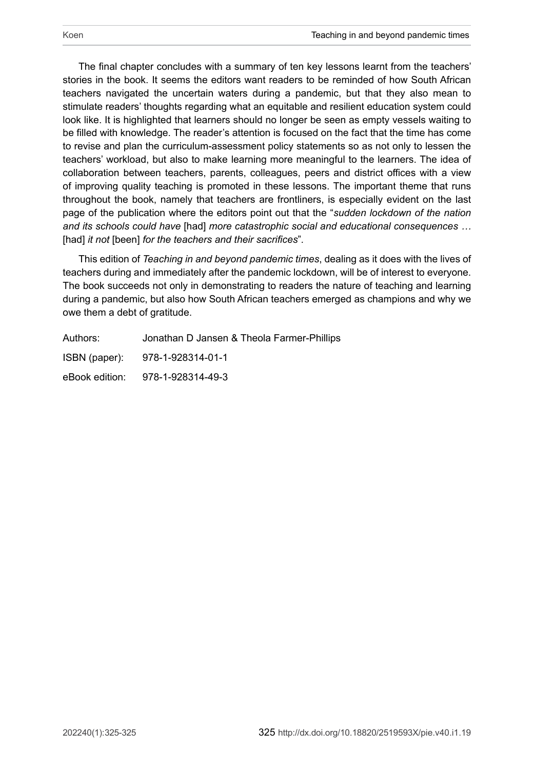The final chapter concludes with a summary of ten key lessons learnt from the teachers' stories in the book. It seems the editors want readers to be reminded of how South African teachers navigated the uncertain waters during a pandemic, but that they also mean to stimulate readers' thoughts regarding what an equitable and resilient education system could look like. It is highlighted that learners should no longer be seen as empty vessels waiting to be filled with knowledge. The reader's attention is focused on the fact that the time has come to revise and plan the curriculum-assessment policy statements so as not only to lessen the teachers' workload, but also to make learning more meaningful to the learners. The idea of collaboration between teachers, parents, colleagues, peers and district offices with a view of improving quality teaching is promoted in these lessons. The important theme that runs throughout the book, namely that teachers are frontliners, is especially evident on the last page of the publication where the editors point out that the "*sudden lockdown of the nation and its schools could have* [had] *more catastrophic social and educational consequences …* [had] *it not* [been] *for the teachers and their sacrifices*".

This edition of *Teaching in and beyond pandemic times*, dealing as it does with the lives of teachers during and immediately after the pandemic lockdown, will be of interest to everyone. The book succeeds not only in demonstrating to readers the nature of teaching and learning during a pandemic, but also how South African teachers emerged as champions and why we owe them a debt of gratitude.

| | |
|---|---|
| Authors: | Jonathan D Jansen & Theola Farmer-Phillips |
| ISBN (paper): | 978-1-928314-01-1 |
| eBook edition: | 978-1-928314-49-3 |